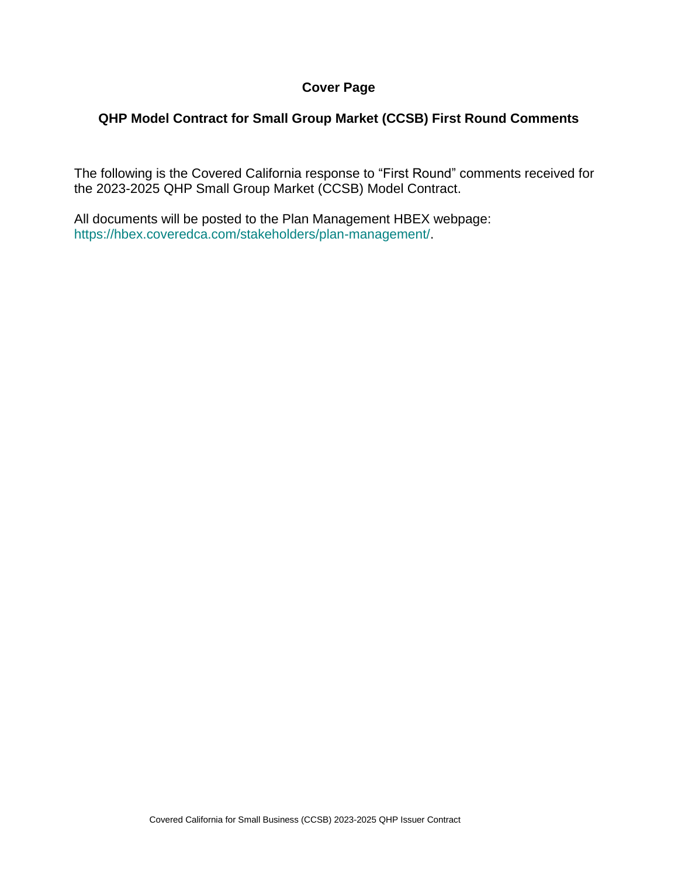# Cover Page

## QHP Model Contract for Small Group Market (CCSB) First Round Comments

The following is the Covered California response to "First Round" comments received for the 2023-2025 QHP Small Group Market (CCSB) Model Contract.

All documents will be posted to the Plan Management HBEX webpage: https://hbex.coveredca.com/stakeholders/plan-management/.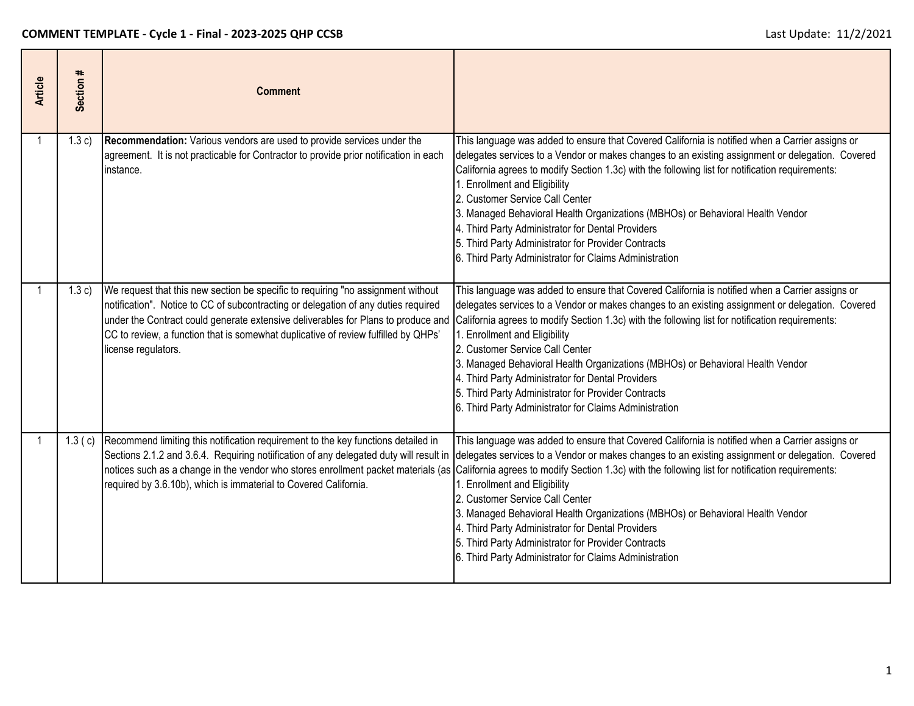**COMMENT TEMPLATE - Cycle 1 - Final - 2023-2025 QHP CCSB**

Last Update: 11/2/2021

| Article | Section # | Comment | |
|---|---|---|---|
| 1 | 1.3 c) | **Recommendation:** Various vendors are used to provide services under the agreement. It is not practicable for Contractor to provide prior notification in each instance. | This language was added to ensure that Covered California is notified when a Carrier assigns or delegates services to a Vendor or makes changes to an existing assignment or delegation. Covered California agrees to modify Section 1.3c) with the following list for notification requirements:<br>1. Enrollment and Eligibility<br>2. Customer Service Call Center<br>3. Managed Behavioral Health Organizations (MBHOs) or Behavioral Health Vendor<br>4. Third Party Administrator for Dental Providers<br>5. Third Party Administrator for Provider Contracts<br>6. Third Party Administrator for Claims Administration |
| 1 | 1.3 c) | We request that this new section be specific to requiring "no assignment without notification". Notice to CC of subcontracting or delegation of any duties required under the Contract could generate extensive deliverables for Plans to produce and CC to review, a function that is somewhat duplicative of review fulfilled by QHPs' license regulators. | This language was added to ensure that Covered California is notified when a Carrier assigns or delegates services to a Vendor or makes changes to an existing assignment or delegation. Covered California agrees to modify Section 1.3c) with the following list for notification requirements:<br>1. Enrollment and Eligibility<br>2. Customer Service Call Center<br>3. Managed Behavioral Health Organizations (MBHOs) or Behavioral Health Vendor<br>4. Third Party Administrator for Dental Providers<br>5. Third Party Administrator for Provider Contracts<br>6. Third Party Administrator for Claims Administration |
| 1 | 1.3 ( c) | Recommend limiting this notification requirement to the key functions detailed in Sections 2.1.2 and 3.6.4. Requiring notiification of any delegated duty will result in notices such as a change in the vendor who stores enrollment packet materials (as required by 3.6.10b), which is immaterial to Covered California. | This language was added to ensure that Covered California is notified when a Carrier assigns or delegates services to a Vendor or makes changes to an existing assignment or delegation. Covered California agrees to modify Section 1.3c) with the following list for notification requirements:<br>1. Enrollment and Eligibility<br>2. Customer Service Call Center<br>3. Managed Behavioral Health Organizations (MBHOs) or Behavioral Health Vendor<br>4. Third Party Administrator for Dental Providers<br>5. Third Party Administrator for Provider Contracts<br>6. Third Party Administrator for Claims Administration |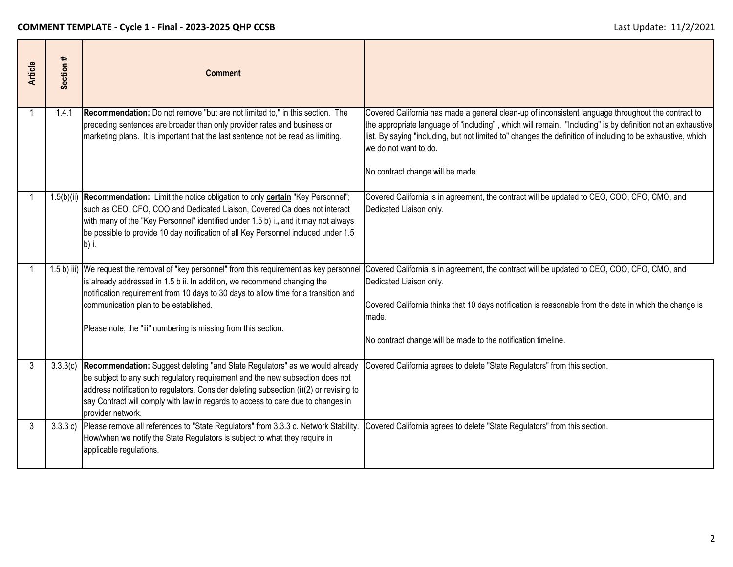**COMMENT TEMPLATE - Cycle 1 - Final - 2023-2025 QHP CCSB** Last Update: 11/2/2021

| Article | Section # | Comment | |
|---|---|---|---|
| 1 | 1.4.1 | **Recommendation:** Do not remove "but are not limited to," in this section. The preceding sentences are broader than only provider rates and business or marketing plans. It is important that the last sentence not be read as limiting. | Covered California has made a general clean-up of inconsistent language throughout the contract to the appropriate language of "including" , which will remain. "Including" is by definition not an exhaustive list. By saying "including, but not limited to" changes the definition of including to be exhaustive, which we do not want to do.<br><br>No contract change will be made. |
| 1 | 1.5(b)(ii) | **Recommendation:** Limit the notice obligation to only <u>**certain**</u> "Key Personnel"; such as CEO, CFO, COO and Dedicated Liaison, Covered Ca does not interact with many of the "Key Personnel" identified under 1.5 b) i**.**, and it may not always be possible to provide 10 day notification of all Key Personnel incluced under 1.5 b) i. | Covered California is in agreement, the contract will be updated to CEO, COO, CFO, CMO, and Dedicated Liaison only. |
| 1 | 1.5 b) iii) | We request the removal of "key personnel" from this requirement as key personnel is already addressed in 1.5 b ii. In addition, we recommend changing the notification requirement from 10 days to 30 days to allow time for a transition and communication plan to be established.<br><br>Please note, the "iii" numbering is missing from this section. | Covered California is in agreement, the contract will be updated to CEO, COO, CFO, CMO, and Dedicated Liaison only.<br><br>Covered California thinks that 10 days notification is reasonable from the date in which the change is made.<br><br>No contract change will be made to the notification timeline. |
| 3 | 3.3.3(c) | **Recommendation:** Suggest deleting "and State Regulators" as we would already be subject to any such regulatory requirement and the new subsection does not address notification to regulators. Consider deleting subsection (i)(2) or revising to say Contract will comply with law in regards to access to care due to changes in provider network. | Covered California agrees to delete "State Regulators" from this section. |
| 3 | 3.3.3 c) | Please remove all references to "State Regulators" from 3.3.3 c. Network Stability. How/when we notify the State Regulators is subject to what they require in applicable regulations. | Covered California agrees to delete "State Regulators" from this section. |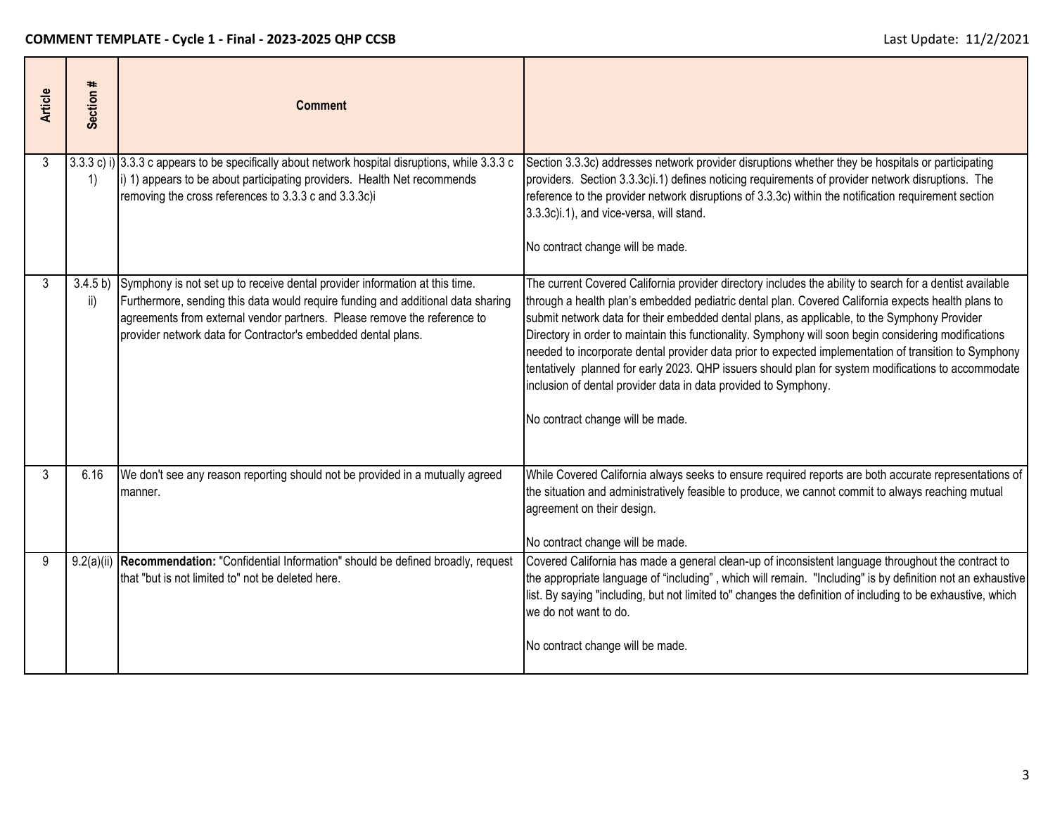**COMMENT TEMPLATE - Cycle 1 - Final - 2023-2025 QHP CCSB**

Last Update: 11/2/2021

| Article | Section # | Comment | |
|---|---|---|---|
| 3 | 3.3.3 c) i) 1) | 3.3.3 c appears to be specifically about network hospital disruptions, while 3.3.3 c i) 1) appears to be about participating providers. Health Net recommends removing the cross references to 3.3.3 c and 3.3.3c)i | Section 3.3.3c) addresses network provider disruptions whether they be hospitals or participating providers. Section 3.3.3c)i.1) defines noticing requirements of provider network disruptions. The reference to the provider network disruptions of 3.3.3c) within the notification requirement section 3.3.3c)i.1), and vice-versa, will stand.<br><br>No contract change will be made. |
| 3 | 3.4.5 b) ii) | Symphony is not set up to receive dental provider information at this time. Furthermore, sending this data would require funding and additional data sharing agreements from external vendor partners. Please remove the reference to provider network data for Contractor's embedded dental plans. | The current Covered California provider directory includes the ability to search for a dentist available through a health plan's embedded pediatric dental plan. Covered California expects health plans to submit network data for their embedded dental plans, as applicable, to the Symphony Provider Directory in order to maintain this functionality. Symphony will soon begin considering modifications needed to incorporate dental provider data prior to expected implementation of transition to Symphony tentatively planned for early 2023. QHP issuers should plan for system modifications to accommodate inclusion of dental provider data in data provided to Symphony.<br><br>No contract change will be made. |
| 3 | 6.16 | We don't see any reason reporting should not be provided in a mutually agreed manner. | While Covered California always seeks to ensure required reports are both accurate representations of the situation and administratively feasible to produce, we cannot commit to always reaching mutual agreement on their design.<br><br>No contract change will be made. |
| 9 | 9.2(a)(ii) | **Recommendation:** "Confidential Information" should be defined broadly, request that "but is not limited to" not be deleted here. | Covered California has made a general clean-up of inconsistent language throughout the contract to the appropriate language of "including" , which will remain. "Including" is by definition not an exhaustive list. By saying "including, but not limited to" changes the definition of including to be exhaustive, which we do not want to do.<br><br>No contract change will be made. |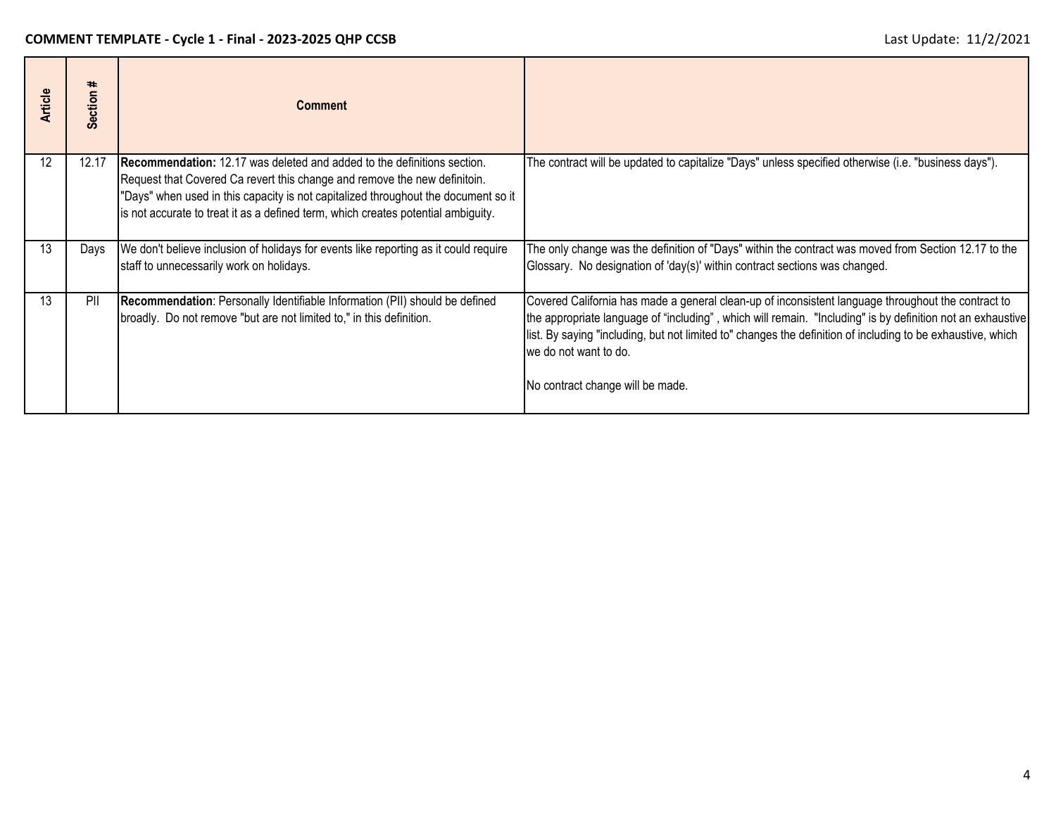**COMMENT TEMPLATE - Cycle 1 - Final - 2023-2025 QHP CCSB**

Last Update: 11/2/2021

| Article | Section # | Comment | |
|---|---|---|---|
| 12 | 12.17 | **Recommendation:** 12.17 was deleted and added to the definitions section. Request that Covered Ca revert this change and remove the new definitoin. "Days" when used in this capacity is not capitalized throughout the document so it is not accurate to treat it as a defined term, which creates potential ambiguity. | The contract will be updated to capitalize "Days" unless specified otherwise (i.e. "business days"). |
| 13 | Days | We don't believe inclusion of holidays for events like reporting as it could require staff to unnecessarily work on holidays. | The only change was the definition of "Days" within the contract was moved from Section 12.17 to the Glossary. No designation of 'day(s)' within contract sections was changed. |
| 13 | PII | **Recommendation**: Personally Identifiable Information (PII) should be defined broadly. Do not remove "but are not limited to," in this definition. | Covered California has made a general clean-up of inconsistent language throughout the contract to the appropriate language of "including" , which will remain. "Including" is by definition not an exhaustive list. By saying "including, but not limited to" changes the definition of including to be exhaustive, which we do not want to do.<br><br>No contract change will be made. |